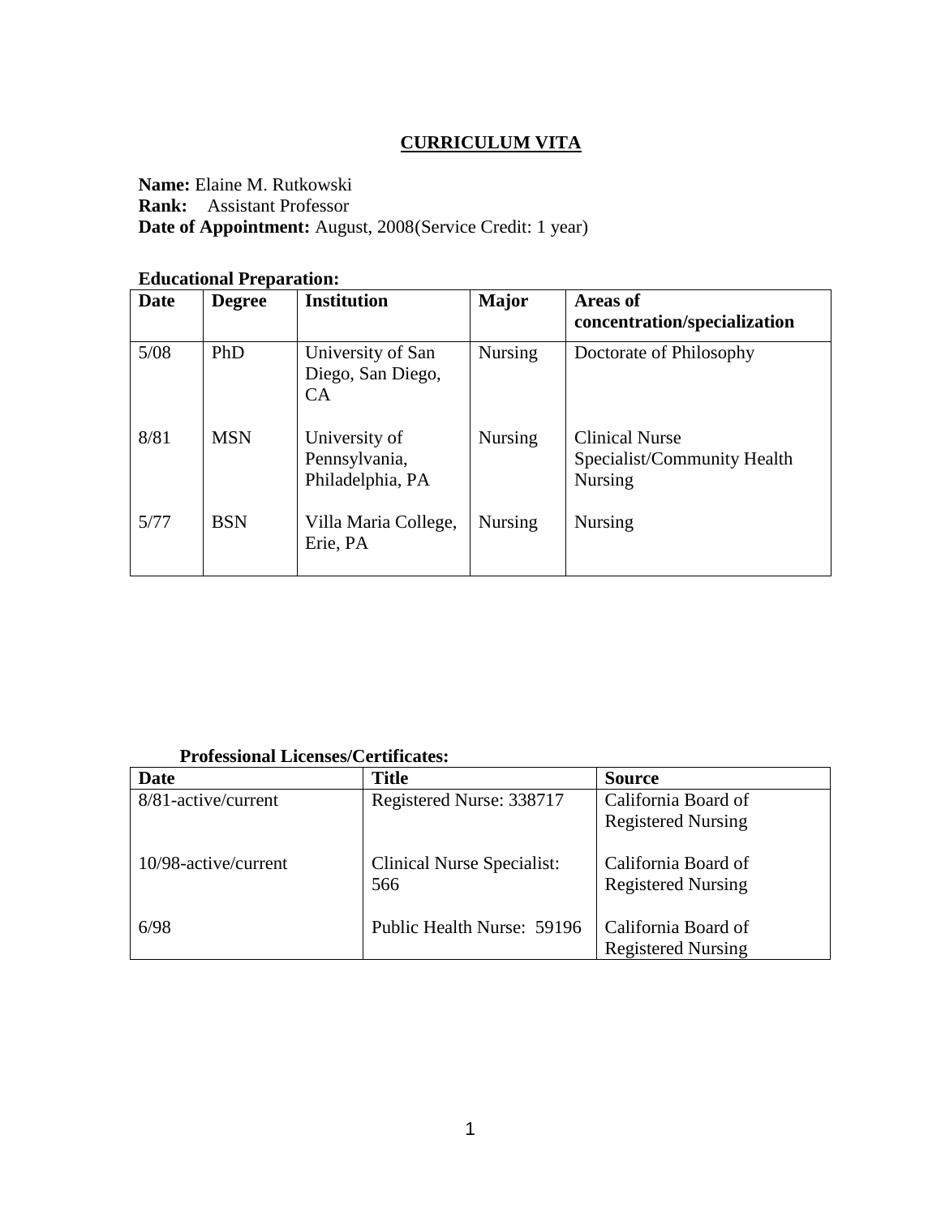# CURRICULUM VITA

**Name:** Elaine M. Rutkowski
**Rank:** Assistant Professor
**Date of Appointment:** August, 2008(Service Credit: 1 year)

**Educational Preparation:**

| Date | Degree | Institution | Major | Areas of concentration/specialization |
|---|---|---|---|---|
| 5/08 | PhD | University of San Diego, San Diego, CA | Nursing | Doctorate of Philosophy |
| 8/81 | MSN | University of Pennsylvania, Philadelphia, PA | Nursing | Clinical Nurse Specialist/Community Health Nursing |
| 5/77 | BSN | Villa Maria College, Erie, PA | Nursing | Nursing |

**Professional Licenses/Certificates:**

| Date | Title | Source |
|---|---|---|
| 8/81-active/current | Registered Nurse: 338717 | California Board of Registered Nursing |
| 10/98-active/current | Clinical Nurse Specialist: 566 | California Board of Registered Nursing |
| 6/98 | Public Health Nurse: 59196 | California Board of Registered Nursing |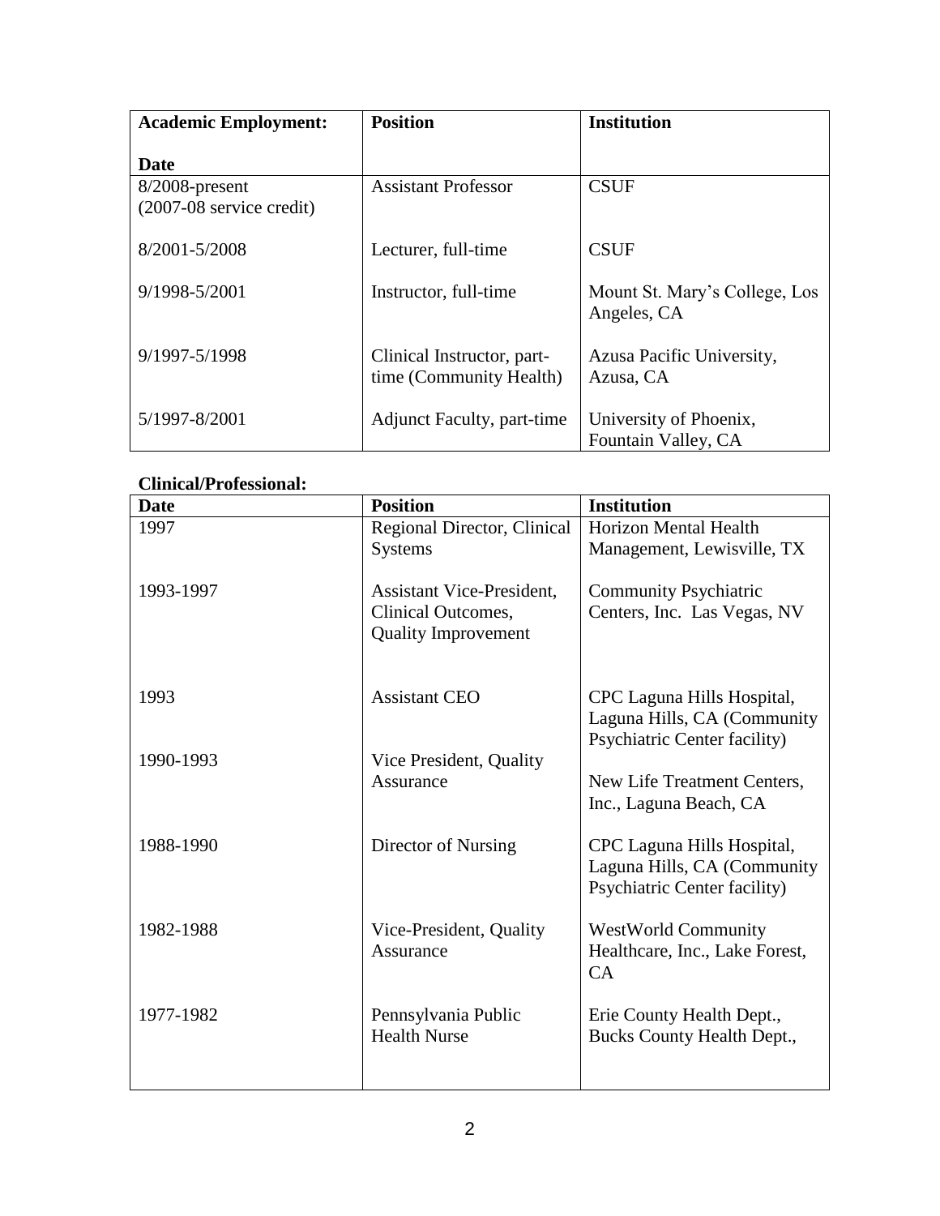| Academic Employment:<br><br>Date | Position | Institution |
|---|---|---|
| 8/2008-present<br>(2007-08 service credit) | Assistant Professor | CSUF |
| 8/2001-5/2008 | Lecturer, full-time | CSUF |
| 9/1998-5/2001 | Instructor, full-time | Mount St. Mary's College, Los Angeles, CA |
| 9/1997-5/1998 | Clinical Instructor, part-time (Community Health) | Azusa Pacific University, Azusa, CA |
| 5/1997-8/2001 | Adjunct Faculty, part-time | University of Phoenix, Fountain Valley, CA |

**Clinical/Professional:**

| Date | Position | Institution |
|---|---|---|
| 1997 | Regional Director, Clinical Systems | Horizon Mental Health Management, Lewisville, TX |
| 1993-1997 | Assistant Vice-President, Clinical Outcomes, Quality Improvement | Community Psychiatric Centers, Inc. Las Vegas, NV |
| 1993 | Assistant CEO | CPC Laguna Hills Hospital, Laguna Hills, CA (Community Psychiatric Center facility) |
| 1990-1993 | Vice President, Quality Assurance | New Life Treatment Centers, Inc., Laguna Beach, CA |
| 1988-1990 | Director of Nursing | CPC Laguna Hills Hospital, Laguna Hills, CA (Community Psychiatric Center facility) |
| 1982-1988 | Vice-President, Quality Assurance | WestWorld Community Healthcare, Inc., Lake Forest, CA |
| 1977-1982 | Pennsylvania Public Health Nurse | Erie County Health Dept., Bucks County Health Dept., |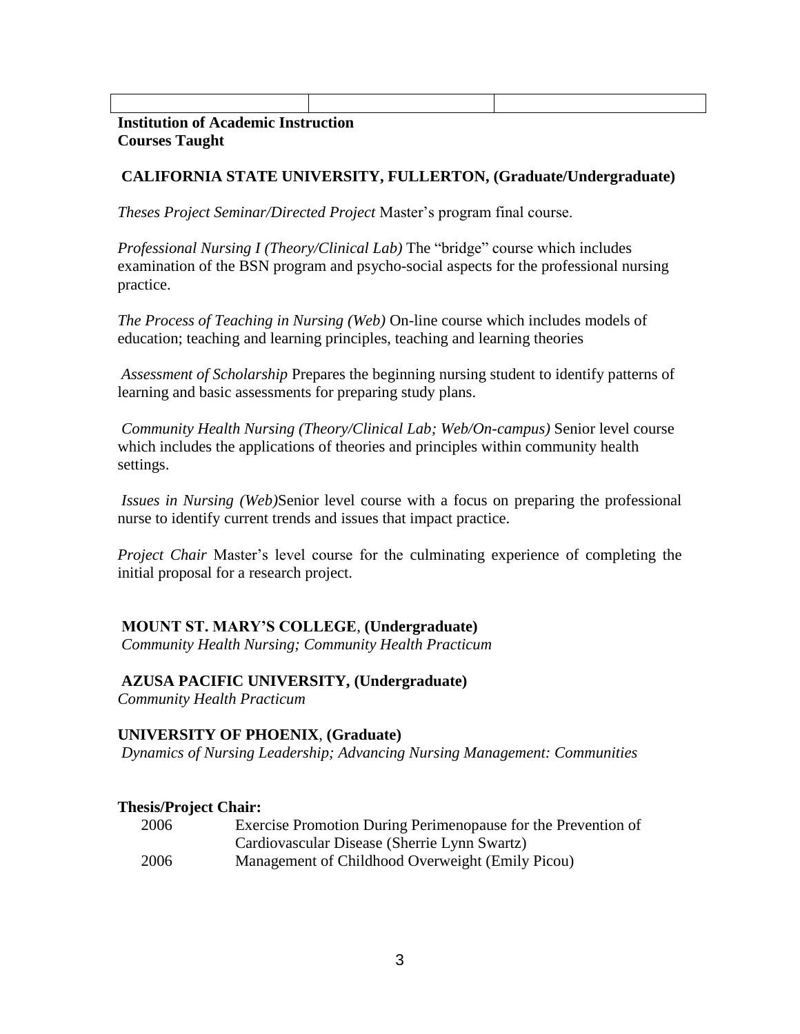**Institution of Academic Instruction**
**Courses Taught**

**CALIFORNIA STATE UNIVERSITY, FULLERTON, (Graduate/Undergraduate)**

*Theses Project Seminar/Directed Project* Master's program final course.

*Professional Nursing I (Theory/Clinical Lab)* The "bridge" course which includes examination of the BSN program and psycho-social aspects for the professional nursing practice.

*The Process of Teaching in Nursing (Web)* On-line course which includes models of education; teaching and learning principles, teaching and learning theories

*Assessment of Scholarship* Prepares the beginning nursing student to identify patterns of learning and basic assessments for preparing study plans.

*Community Health Nursing (Theory/Clinical Lab; Web/On-campus)* Senior level course which includes the applications of theories and principles within community health settings.

*Issues in Nursing (Web)*Senior level course with a focus on preparing the professional nurse to identify current trends and issues that impact practice.

*Project Chair* Master's level course for the culminating experience of completing the initial proposal for a research project.

**MOUNT ST. MARY'S COLLEGE**, **(Undergraduate)**
*Community Health Nursing; Community Health Practicum*

**AZUSA PACIFIC UNIVERSITY, (Undergraduate)**
*Community Health Practicum*

**UNIVERSITY OF PHOENIX**, **(Graduate)**
*Dynamics of Nursing Leadership; Advancing Nursing Management: Communities*

**Thesis/Project Chair:**

| | |
|---|---|
| 2006 | Exercise Promotion During Perimenopause for the Prevention of Cardiovascular Disease (Sherrie Lynn Swartz) |
| 2006 | Management of Childhood Overweight (Emily Picou) |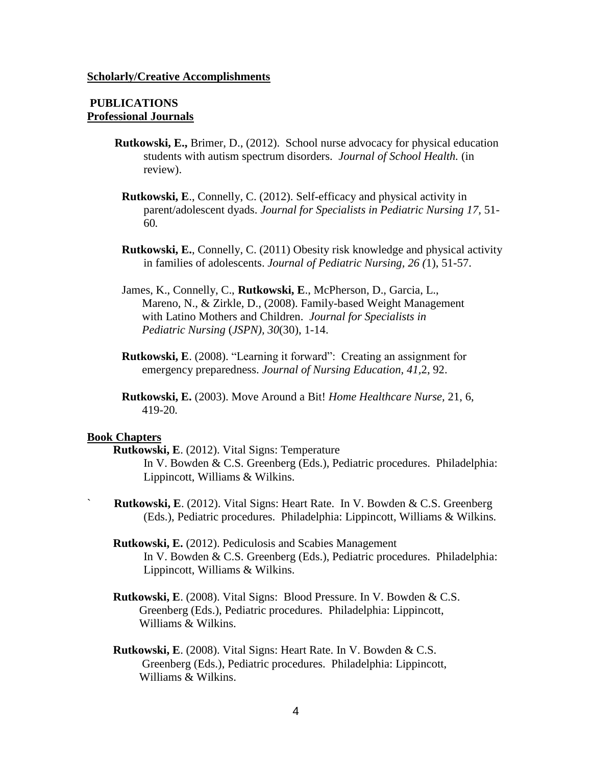**Scholarly/Creative Accomplishments**

**PUBLICATIONS**

**Professional Journals**

**Rutkowski, E.,** Brimer, D., (2012). School nurse advocacy for physical education students with autism spectrum disorders. *Journal of School Health.* (in review).

**Rutkowski, E**., Connelly, C. (2012). Self-efficacy and physical activity in parent/adolescent dyads. *Journal for Specialists in Pediatric Nursing 17,* 51-60*.*

**Rutkowski, E.**, Connelly, C. (2011) Obesity risk knowledge and physical activity in families of adolescents. *Journal of Pediatric Nursing, 26 (*1), 51-57.

James, K., Connelly, C., **Rutkowski, E**., McPherson, D., Garcia, L., Mareno, N., & Zirkle, D., (2008). Family-based Weight Management with Latino Mothers and Children. *Journal for Specialists in Pediatric Nursing* (*JSPN), 30*(30), 1-14.

**Rutkowski, E**. (2008). "Learning it forward": Creating an assignment for emergency preparedness. *Journal of Nursing Education, 41,*2, 92.

**Rutkowski, E.** (2003). Move Around a Bit! *Home Healthcare Nurse,* 21, 6, 419-20.

**Book Chapters**

**Rutkowski, E**. (2012). Vital Signs: Temperature In V. Bowden & C.S. Greenberg (Eds.), Pediatric procedures. Philadelphia: Lippincott, Williams & Wilkins.

` **Rutkowski, E**. (2012). Vital Signs: Heart Rate. In V. Bowden & C.S. Greenberg (Eds.), Pediatric procedures. Philadelphia: Lippincott, Williams & Wilkins.

**Rutkowski, E.** (2012). Pediculosis and Scabies Management In V. Bowden & C.S. Greenberg (Eds.), Pediatric procedures. Philadelphia: Lippincott, Williams & Wilkins.

**Rutkowski, E**. (2008). Vital Signs: Blood Pressure. In V. Bowden & C.S. Greenberg (Eds.), Pediatric procedures. Philadelphia: Lippincott, Williams & Wilkins.

**Rutkowski, E**. (2008). Vital Signs: Heart Rate. In V. Bowden & C.S. Greenberg (Eds.), Pediatric procedures. Philadelphia: Lippincott, Williams & Wilkins.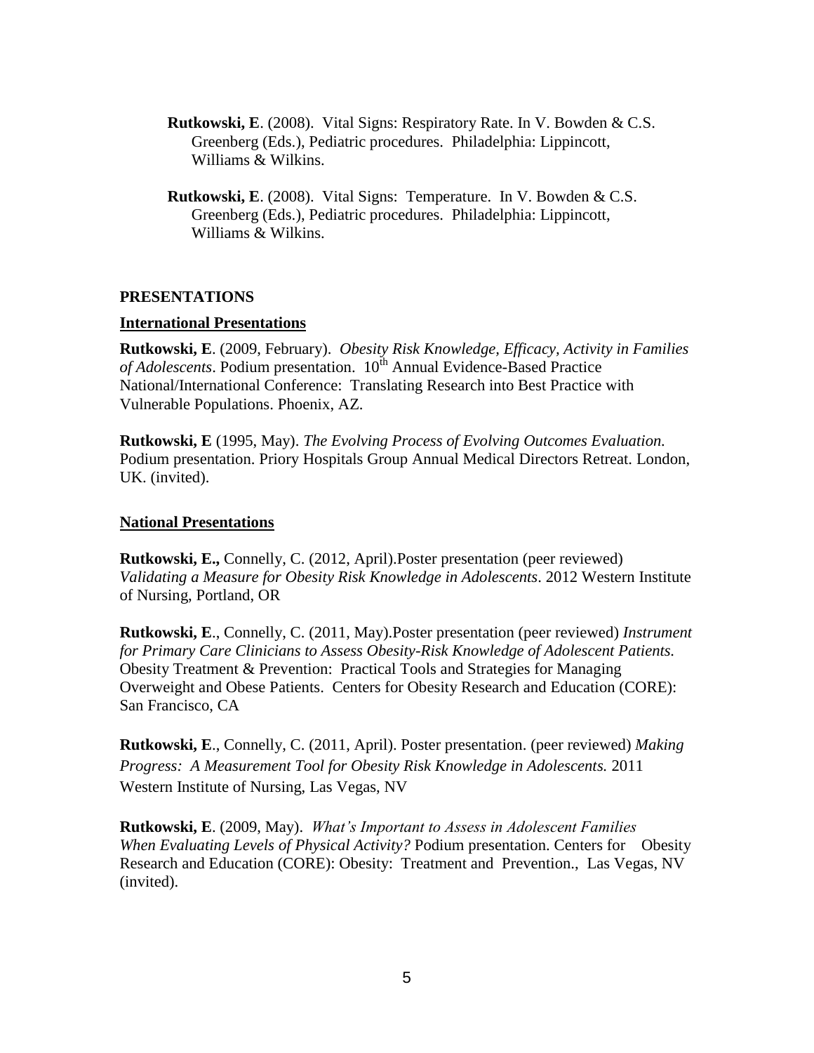**Rutkowski, E**. (2008). Vital Signs: Respiratory Rate. In V. Bowden & C.S. Greenberg (Eds.), Pediatric procedures. Philadelphia: Lippincott, Williams & Wilkins.

**Rutkowski, E**. (2008). Vital Signs: Temperature. In V. Bowden & C.S. Greenberg (Eds.), Pediatric procedures. Philadelphia: Lippincott, Williams & Wilkins.

## PRESENTATIONS

### International Presentations

**Rutkowski, E**. (2009, February). *Obesity Risk Knowledge, Efficacy, Activity in Families of Adolescents*. Podium presentation. 10th Annual Evidence-Based Practice National/International Conference: Translating Research into Best Practice with Vulnerable Populations. Phoenix, AZ.

**Rutkowski, E** (1995, May). *The Evolving Process of Evolving Outcomes Evaluation.* Podium presentation. Priory Hospitals Group Annual Medical Directors Retreat. London, UK. (invited).

### National Presentations

**Rutkowski, E.,** Connelly, C. (2012, April).Poster presentation (peer reviewed) *Validating a Measure for Obesity Risk Knowledge in Adolescents*. 2012 Western Institute of Nursing, Portland, OR

**Rutkowski, E**., Connelly, C. (2011, May).Poster presentation (peer reviewed) *Instrument for Primary Care Clinicians to Assess Obesity-Risk Knowledge of Adolescent Patients.* Obesity Treatment & Prevention: Practical Tools and Strategies for Managing Overweight and Obese Patients. Centers for Obesity Research and Education (CORE): San Francisco, CA

**Rutkowski, E**., Connelly, C. (2011, April). Poster presentation. (peer reviewed) *Making Progress: A Measurement Tool for Obesity Risk Knowledge in Adolescents.* 2011 Western Institute of Nursing, Las Vegas, NV

**Rutkowski, E**. (2009, May). *What's Important to Assess in Adolescent Families When Evaluating Levels of Physical Activity?* Podium presentation. Centers for Obesity Research and Education (CORE): Obesity: Treatment and Prevention., Las Vegas, NV (invited).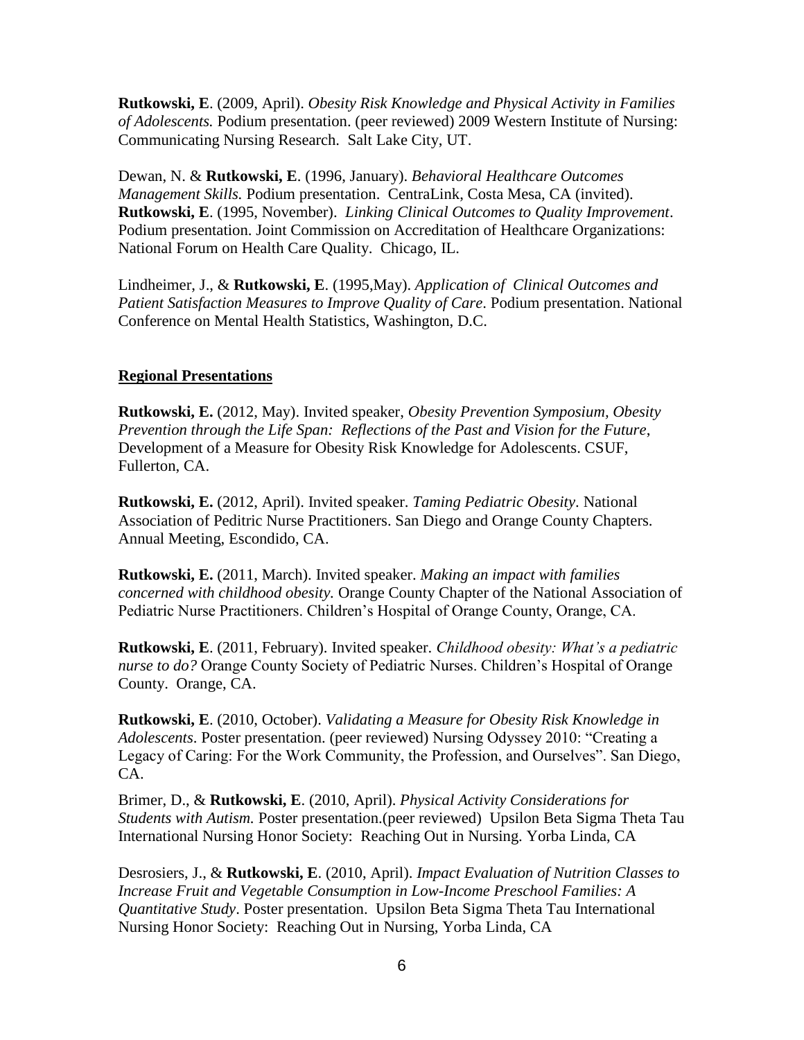**Rutkowski, E**. (2009, April). *Obesity Risk Knowledge and Physical Activity in Families of Adolescents.* Podium presentation. (peer reviewed) 2009 Western Institute of Nursing: Communicating Nursing Research. Salt Lake City, UT.

Dewan, N. & **Rutkowski, E**. (1996, January). *Behavioral Healthcare Outcomes Management Skills.* Podium presentation. CentraLink, Costa Mesa, CA (invited).
**Rutkowski, E**. (1995, November). *Linking Clinical Outcomes to Quality Improvement*. Podium presentation. Joint Commission on Accreditation of Healthcare Organizations: National Forum on Health Care Quality. Chicago, IL.

Lindheimer, J., & **Rutkowski, E**. (1995,May). *Application of Clinical Outcomes and Patient Satisfaction Measures to Improve Quality of Care*. Podium presentation. National Conference on Mental Health Statistics, Washington, D.C.

## Regional Presentations

**Rutkowski, E.** (2012, May). Invited speaker, *Obesity Prevention Symposium, Obesity Prevention through the Life Span: Reflections of the Past and Vision for the Future*, Development of a Measure for Obesity Risk Knowledge for Adolescents. CSUF, Fullerton, CA.

**Rutkowski, E.** (2012, April). Invited speaker. *Taming Pediatric Obesity*. National Association of Peditric Nurse Practitioners. San Diego and Orange County Chapters. Annual Meeting, Escondido, CA.

**Rutkowski, E.** (2011, March). Invited speaker. *Making an impact with families concerned with childhood obesity.* Orange County Chapter of the National Association of Pediatric Nurse Practitioners. Children's Hospital of Orange County, Orange, CA.

**Rutkowski, E**. (2011, February). Invited speaker. *Childhood obesity: What's a pediatric nurse to do?* Orange County Society of Pediatric Nurses. Children's Hospital of Orange County. Orange, CA.

**Rutkowski, E**. (2010, October). *Validating a Measure for Obesity Risk Knowledge in Adolescents*. Poster presentation. (peer reviewed) Nursing Odyssey 2010: "Creating a Legacy of Caring: For the Work Community, the Profession, and Ourselves". San Diego, CA.

Brimer, D., & **Rutkowski, E**. (2010, April). *Physical Activity Considerations for Students with Autism.* Poster presentation.(peer reviewed) Upsilon Beta Sigma Theta Tau International Nursing Honor Society: Reaching Out in Nursing. Yorba Linda, CA

Desrosiers, J., & **Rutkowski, E**. (2010, April). *Impact Evaluation of Nutrition Classes to Increase Fruit and Vegetable Consumption in Low-Income Preschool Families: A Quantitative Study*. Poster presentation. Upsilon Beta Sigma Theta Tau International Nursing Honor Society: Reaching Out in Nursing, Yorba Linda, CA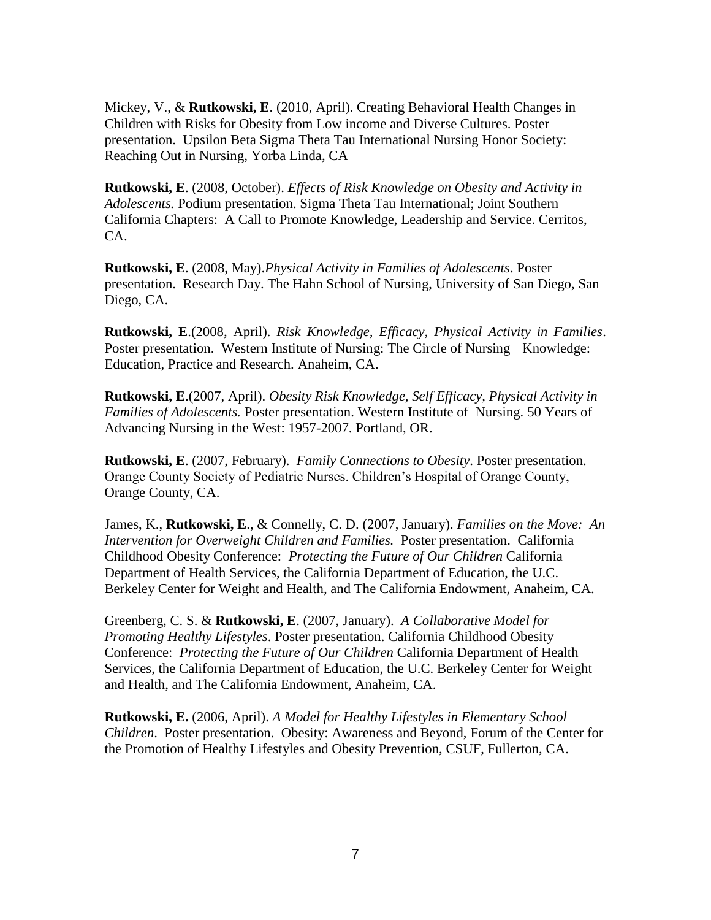Mickey, V., & **Rutkowski, E**. (2010, April). Creating Behavioral Health Changes in Children with Risks for Obesity from Low income and Diverse Cultures. Poster presentation. Upsilon Beta Sigma Theta Tau International Nursing Honor Society: Reaching Out in Nursing, Yorba Linda, CA

**Rutkowski, E**. (2008, October). *Effects of Risk Knowledge on Obesity and Activity in Adolescents.* Podium presentation. Sigma Theta Tau International; Joint Southern California Chapters: A Call to Promote Knowledge, Leadership and Service. Cerritos, CA.

**Rutkowski, E**. (2008, May).*Physical Activity in Families of Adolescents*. Poster presentation. Research Day. The Hahn School of Nursing, University of San Diego, San Diego, CA.

**Rutkowski, E**.(2008, April). *Risk Knowledge, Efficacy, Physical Activity in Families*. Poster presentation. Western Institute of Nursing: The Circle of Nursing Knowledge: Education, Practice and Research. Anaheim, CA.

**Rutkowski, E**.(2007, April). *Obesity Risk Knowledge, Self Efficacy, Physical Activity in Families of Adolescents.* Poster presentation. Western Institute of Nursing. 50 Years of Advancing Nursing in the West: 1957-2007. Portland, OR.

**Rutkowski, E**. (2007, February). *Family Connections to Obesity*. Poster presentation. Orange County Society of Pediatric Nurses. Children's Hospital of Orange County, Orange County, CA.

James, K., **Rutkowski, E**., & Connelly, C. D. (2007, January). *Families on the Move: An Intervention for Overweight Children and Families.* Poster presentation. California Childhood Obesity Conference: *Protecting the Future of Our Children* California Department of Health Services, the California Department of Education, the U.C. Berkeley Center for Weight and Health, and The California Endowment, Anaheim, CA.

Greenberg, C. S. & **Rutkowski, E**. (2007, January). *A Collaborative Model for Promoting Healthy Lifestyles*. Poster presentation. California Childhood Obesity Conference: *Protecting the Future of Our Children* California Department of Health Services, the California Department of Education, the U.C. Berkeley Center for Weight and Health, and The California Endowment, Anaheim, CA.

**Rutkowski, E.** (2006, April). *A Model for Healthy Lifestyles in Elementary School Children*. Poster presentation. Obesity: Awareness and Beyond, Forum of the Center for the Promotion of Healthy Lifestyles and Obesity Prevention, CSUF, Fullerton, CA.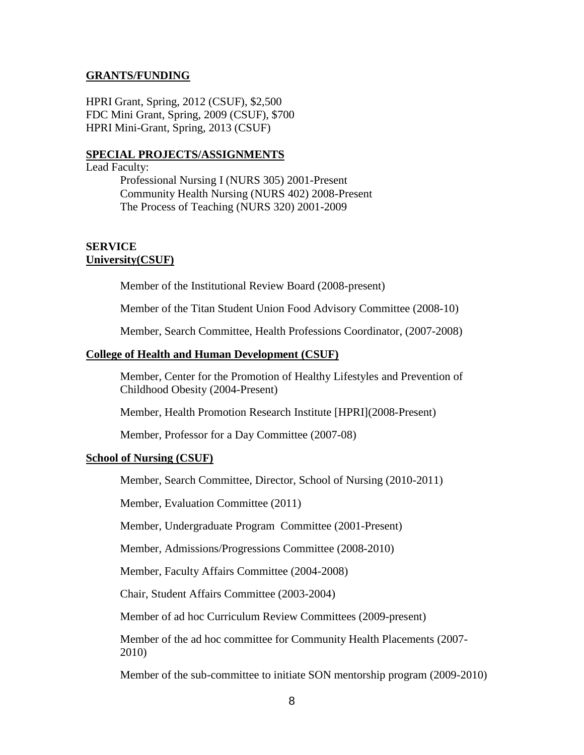## GRANTS/FUNDING

HPRI Grant, Spring, 2012 (CSUF), $2,500
FDC Mini Grant, Spring, 2009 (CSUF), $700
HPRI Mini-Grant, Spring, 2013 (CSUF)

## SPECIAL PROJECTS/ASSIGNMENTS

Lead Faculty:

- Professional Nursing I (NURS 305) 2001-Present
- Community Health Nursing (NURS 402) 2008-Present
- The Process of Teaching (NURS 320) 2001-2009

## SERVICE

### University(CSUF)

Member of the Institutional Review Board (2008-present)

Member of the Titan Student Union Food Advisory Committee (2008-10)

Member, Search Committee, Health Professions Coordinator, (2007-2008)

### College of Health and Human Development (CSUF)

Member, Center for the Promotion of Healthy Lifestyles and Prevention of Childhood Obesity (2004-Present)

Member, Health Promotion Research Institute [HPRI](2008-Present)

Member, Professor for a Day Committee (2007-08)

### School of Nursing (CSUF)

Member, Search Committee, Director, School of Nursing (2010-2011)

Member, Evaluation Committee (2011)

Member, Undergraduate Program Committee (2001-Present)

Member, Admissions/Progressions Committee (2008-2010)

Member, Faculty Affairs Committee (2004-2008)

Chair, Student Affairs Committee (2003-2004)

Member of ad hoc Curriculum Review Committees (2009-present)

Member of the ad hoc committee for Community Health Placements (2007-2010)

Member of the sub-committee to initiate SON mentorship program (2009-2010)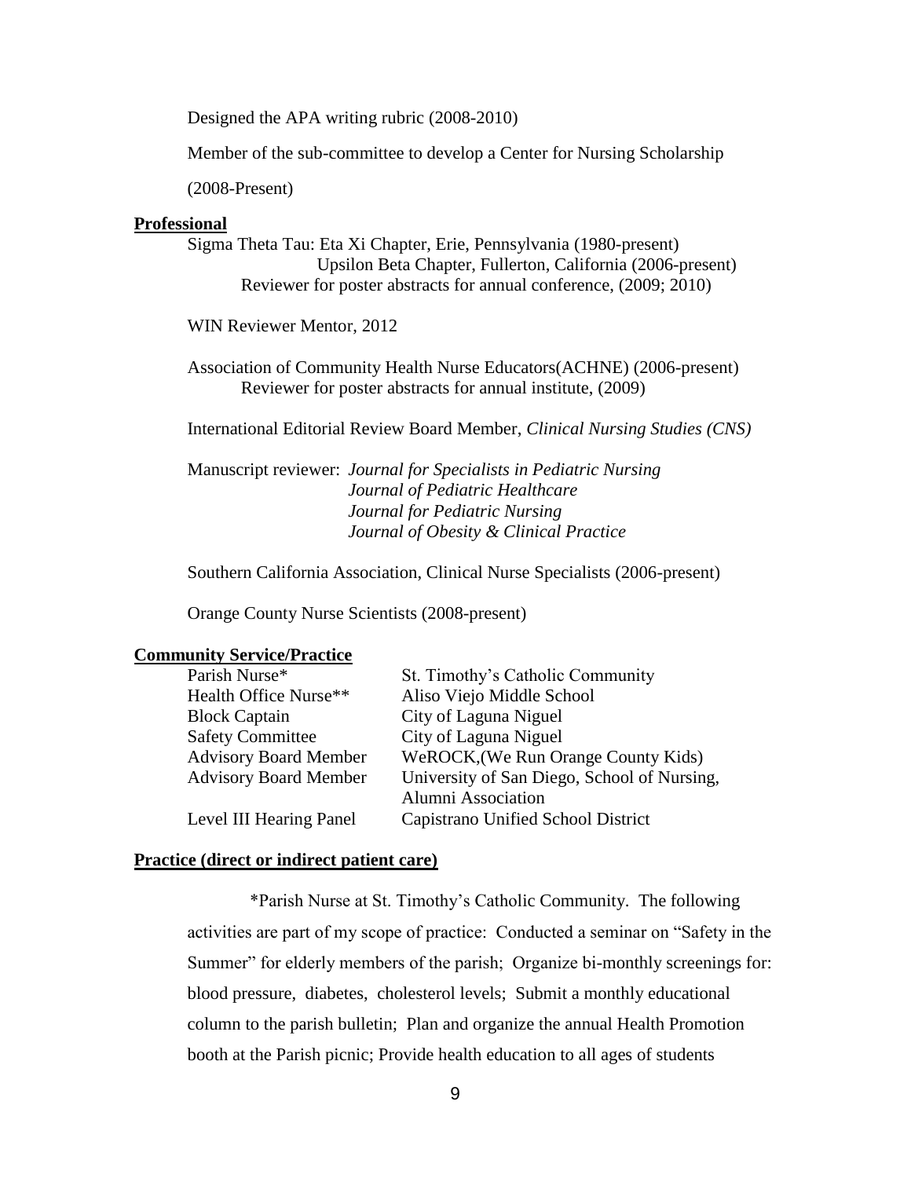Designed the APA writing rubric (2008-2010)

Member of the sub-committee to develop a Center for Nursing Scholarship

(2008-Present)

**Professional**

Sigma Theta Tau: Eta Xi Chapter, Erie, Pennsylvania (1980-present)
Upsilon Beta Chapter, Fullerton, California (2006-present)
Reviewer for poster abstracts for annual conference, (2009; 2010)

WIN Reviewer Mentor, 2012

Association of Community Health Nurse Educators(ACHNE) (2006-present)
Reviewer for poster abstracts for annual institute, (2009)

International Editorial Review Board Member, *Clinical Nursing Studies (CNS)*

Manuscript reviewer: *Journal for Specialists in Pediatric Nursing*
*Journal of Pediatric Healthcare*
*Journal for Pediatric Nursing*
*Journal of Obesity & Clinical Practice*

Southern California Association, Clinical Nurse Specialists (2006-present)

Orange County Nurse Scientists (2008-present)

**Community Service/Practice**

| | |
|---|---|
| Parish Nurse* | St. Timothy's Catholic Community |
| Health Office Nurse** | Aliso Viejo Middle School |
| Block Captain | City of Laguna Niguel |
| Safety Committee | City of Laguna Niguel |
| Advisory Board Member | WeROCK,(We Run Orange County Kids) |
| Advisory Board Member | University of San Diego, School of Nursing, Alumni Association |
| Level III Hearing Panel | Capistrano Unified School District |

**Practice (direct or indirect patient care)**

*Parish Nurse at St. Timothy's Catholic Community. The following activities are part of my scope of practice: Conducted a seminar on "Safety in the Summer" for elderly members of the parish; Organize bi-monthly screenings for: blood pressure, diabetes, cholesterol levels; Submit a monthly educational column to the parish bulletin; Plan and organize the annual Health Promotion booth at the Parish picnic; Provide health education to all ages of students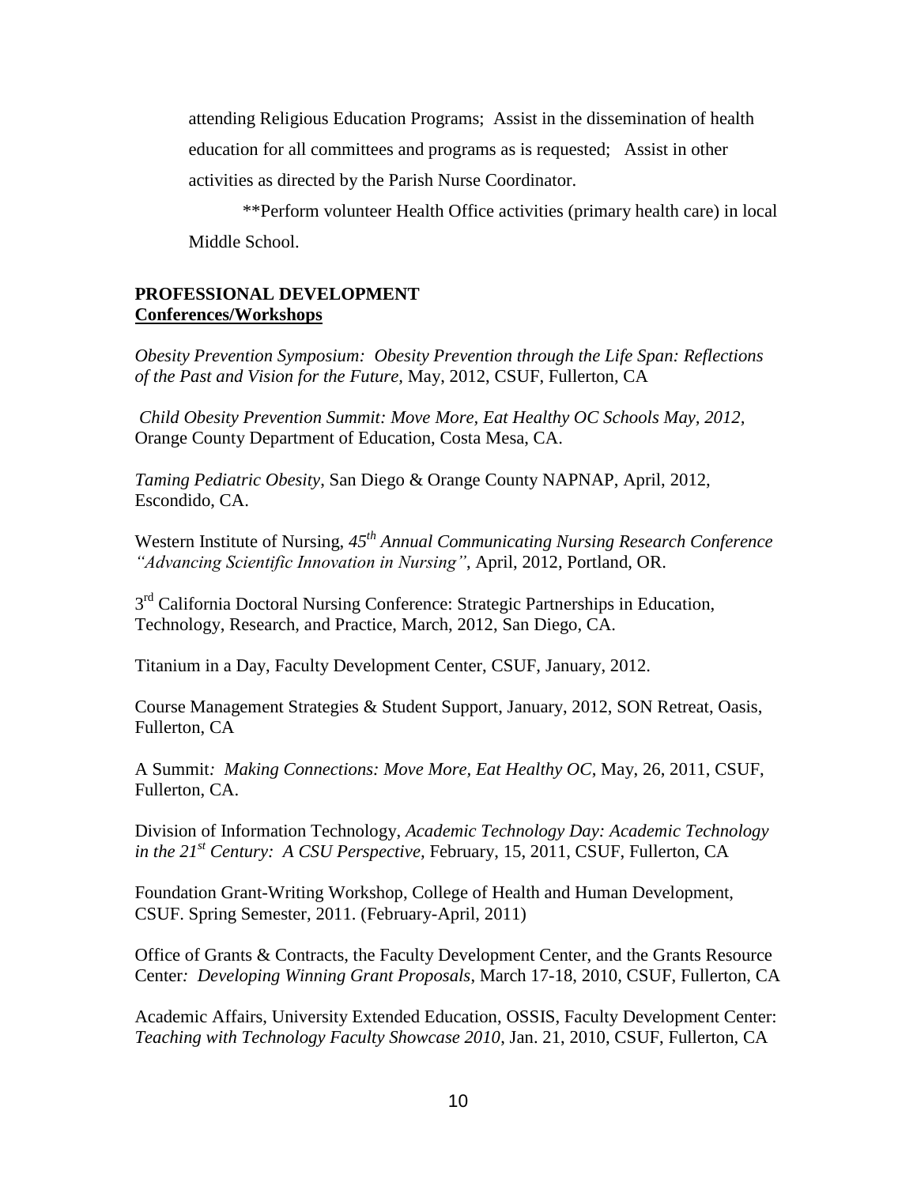attending Religious Education Programs; Assist in the dissemination of health education for all committees and programs as is requested; Assist in other activities as directed by the Parish Nurse Coordinator.

\*\*Perform volunteer Health Office activities (primary health care) in local Middle School.

**PROFESSIONAL DEVELOPMENT**
**Conferences/Workshops**

*Obesity Prevention Symposium: Obesity Prevention through the Life Span: Reflections of the Past and Vision for the Future,* May, 2012, CSUF, Fullerton, CA

*Child Obesity Prevention Summit: Move More, Eat Healthy OC Schools May, 2012,* Orange County Department of Education, Costa Mesa, CA.

*Taming Pediatric Obesity*, San Diego & Orange County NAPNAP, April, 2012, Escondido, CA.

Western Institute of Nursing, *45th Annual Communicating Nursing Research Conference "Advancing Scientific Innovation in Nursing"*, April, 2012, Portland, OR.

3rd California Doctoral Nursing Conference: Strategic Partnerships in Education, Technology, Research, and Practice, March, 2012, San Diego, CA.

Titanium in a Day, Faculty Development Center, CSUF, January, 2012.

Course Management Strategies & Student Support, January, 2012, SON Retreat, Oasis, Fullerton, CA

A Summit*: Making Connections: Move More, Eat Healthy OC*, May, 26, 2011, CSUF, Fullerton, CA.

Division of Information Technology, *Academic Technology Day: Academic Technology in the 21st Century: A CSU Perspective,* February, 15, 2011, CSUF, Fullerton, CA

Foundation Grant-Writing Workshop, College of Health and Human Development, CSUF. Spring Semester, 2011. (February-April, 2011)

Office of Grants & Contracts, the Faculty Development Center, and the Grants Resource Center*: Developing Winning Grant Proposals*, March 17-18, 2010, CSUF, Fullerton, CA

Academic Affairs, University Extended Education, OSSIS, Faculty Development Center: *Teaching with Technology Faculty Showcase 2010*, Jan. 21, 2010, CSUF, Fullerton, CA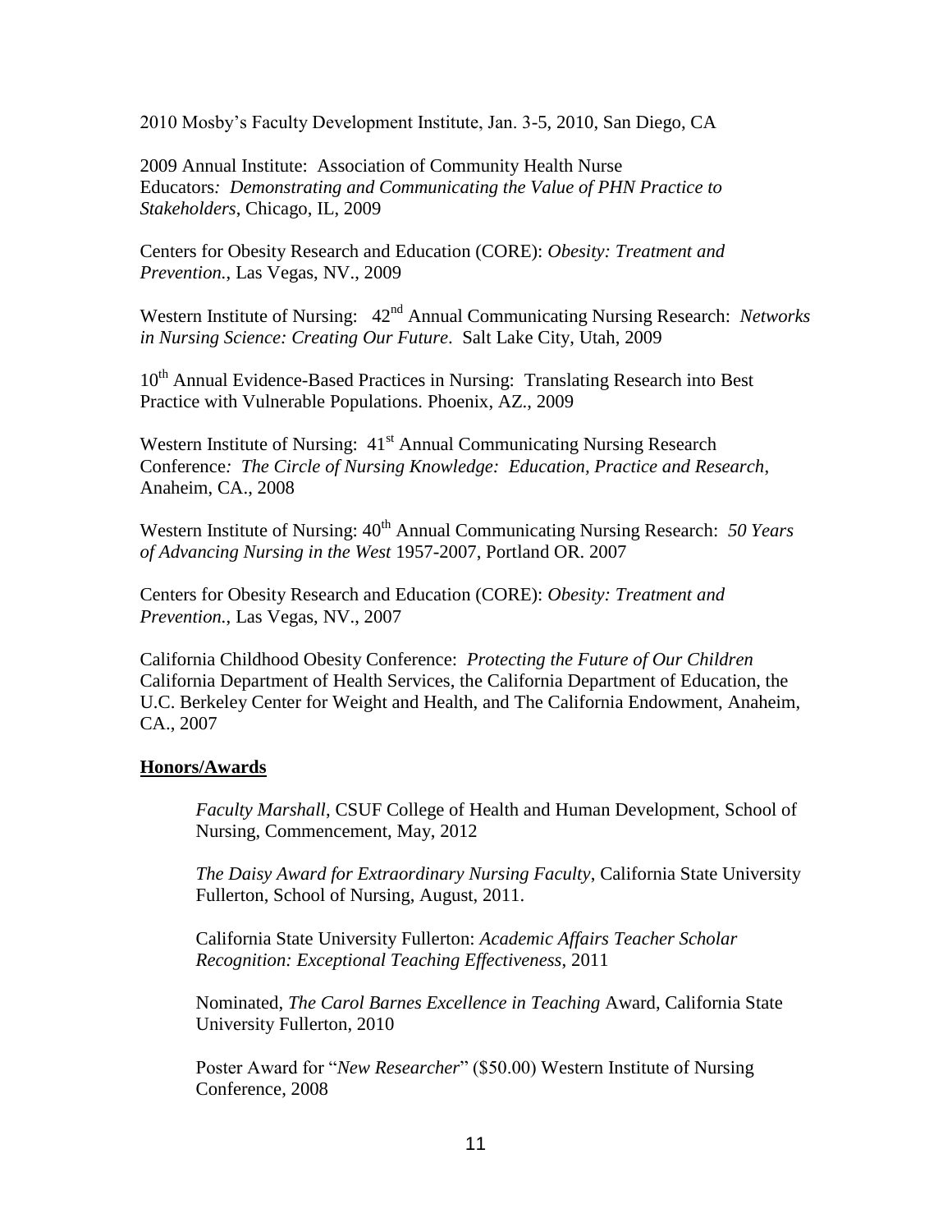2010 Mosby's Faculty Development Institute, Jan. 3-5, 2010, San Diego, CA

2009 Annual Institute: Association of Community Health Nurse Educators*: Demonstrating and Communicating the Value of PHN Practice to Stakeholders*, Chicago, IL, 2009

Centers for Obesity Research and Education (CORE): *Obesity: Treatment and Prevention.*, Las Vegas, NV., 2009

Western Institute of Nursing: 42nd Annual Communicating Nursing Research: *Networks in Nursing Science: Creating Our Future*. Salt Lake City, Utah, 2009

10th Annual Evidence-Based Practices in Nursing: Translating Research into Best Practice with Vulnerable Populations. Phoenix, AZ., 2009

Western Institute of Nursing: 41st Annual Communicating Nursing Research Conference*: The Circle of Nursing Knowledge: Education, Practice and Research*, Anaheim, CA., 2008

Western Institute of Nursing: 40th Annual Communicating Nursing Research: *50 Years of Advancing Nursing in the West* 1957-2007, Portland OR. 2007

Centers for Obesity Research and Education (CORE): *Obesity: Treatment and Prevention.*, Las Vegas, NV., 2007

California Childhood Obesity Conference: *Protecting the Future of Our Children* California Department of Health Services, the California Department of Education, the U.C. Berkeley Center for Weight and Health, and The California Endowment, Anaheim, CA., 2007

**Honors/Awards**

*Faculty Marshall*, CSUF College of Health and Human Development, School of Nursing, Commencement, May, 2012

*The Daisy Award for Extraordinary Nursing Faculty*, California State University Fullerton, School of Nursing, August, 2011.

California State University Fullerton: *Academic Affairs Teacher Scholar Recognition: Exceptional Teaching Effectiveness*, 2011

Nominated, *The Carol Barnes Excellence in Teaching* Award, California State University Fullerton, 2010

Poster Award for "*New Researcher*" ($50.00) Western Institute of Nursing Conference, 2008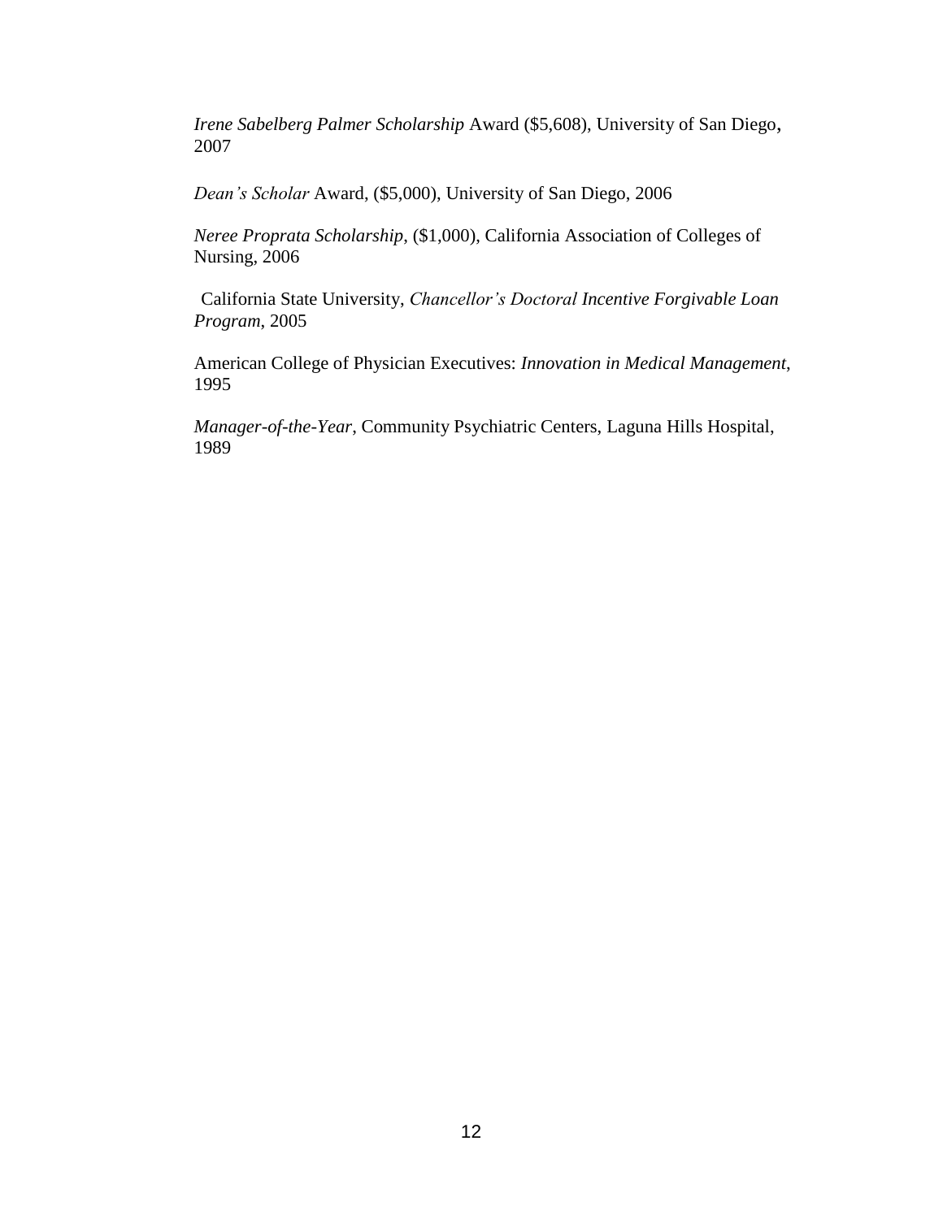*Irene Sabelberg Palmer Scholarship* Award ($5,608), University of San Diego, 2007

*Dean's Scholar* Award, ($5,000), University of San Diego, 2006

*Neree Proprata Scholarship*, ($1,000), California Association of Colleges of Nursing, 2006

California State University, *Chancellor's Doctoral Incentive Forgivable Loan Program*, 2005

American College of Physician Executives: *Innovation in Medical Management*, 1995

*Manager-of-the-Year*, Community Psychiatric Centers, Laguna Hills Hospital, 1989